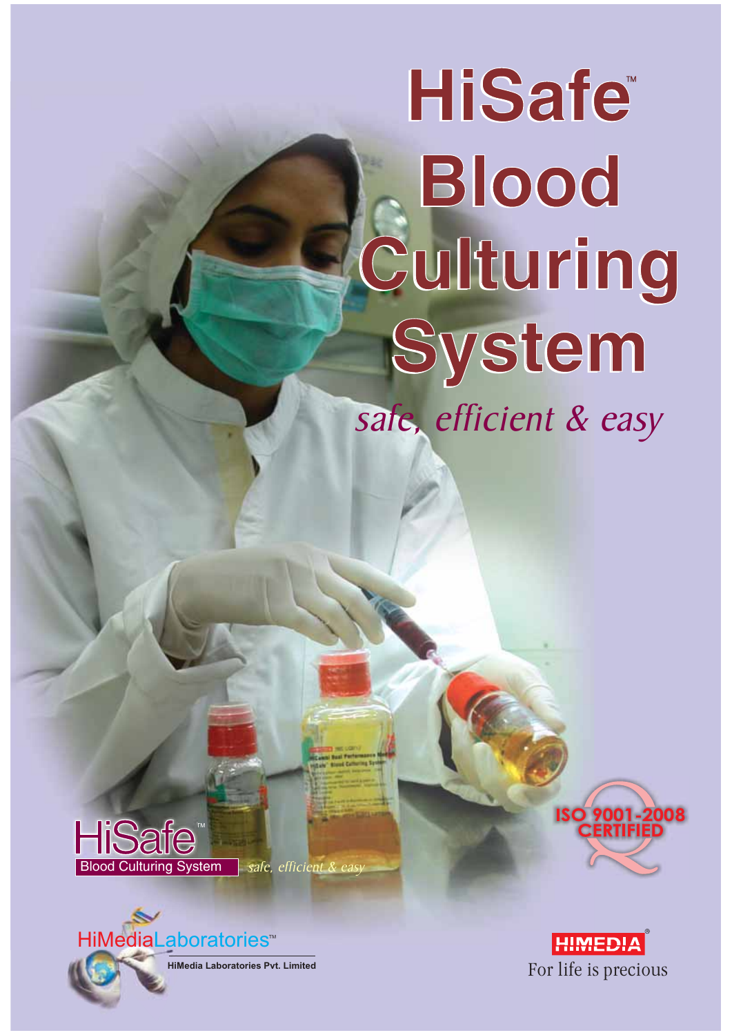# HiSafe™ Blood Culturing System

*safe, efficient & easy*

HiSafe™
Blood Culturing System *safe, efficient & easy*

ISO 9001-2008 CERTIFIED

HiMediaLaboratories™

HiMedia Laboratories Pvt. Limited

HIMEDIA®
For life is precious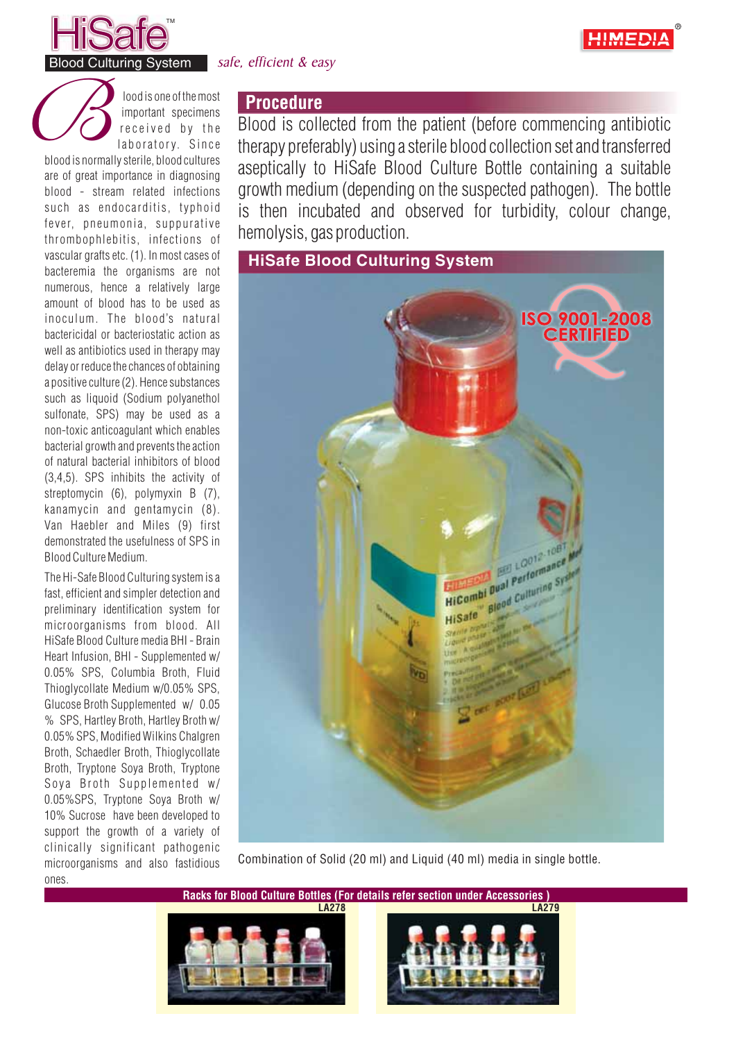# HiSafe™ Blood Culturing System

*safe, efficient & easy*

Blood is one of the most important specimens received by the laboratory. Since blood is normally sterile, blood cultures are of great importance in diagnosing blood - stream related infections such as endocarditis, typhoid fever, pneumonia, suppurative thrombophlebitis, infections of vascular grafts etc. (1). In most cases of bacteremia the organisms are not numerous, hence a relatively large amount of blood has to be used as inoculum. The blood's natural bactericidal or bacteriostatic action as well as antibiotics used in therapy may delay or reduce the chances of obtaining a positive culture (2). Hence substances such as liquoid (Sodium polyanethol sulfonate, SPS) may be used as a non-toxic anticoagulant which enables bacterial growth and prevents the action of natural bacterial inhibitors of blood (3,4,5). SPS inhibits the activity of streptomycin (6), polymyxin B (7), kanamycin and gentamycin (8). Van Haebler and Miles (9) first demonstrated the usefulness of SPS in Blood Culture Medium.

The Hi-Safe Blood Culturing system is a fast, efficient and simpler detection and preliminary identification system for microorganisms from blood. All HiSafe Blood Culture media BHI - Brain Heart Infusion, BHI - Supplemented w/ 0.05% SPS, Columbia Broth, Fluid Thioglycollate Medium w/0.05% SPS, Glucose Broth Supplemented w/ 0.05 % SPS, Hartley Broth, Hartley Broth w/ 0.05% SPS, Modified Wilkins Chalgren Broth, Schaedler Broth, Thioglycollate Broth, Tryptone Soya Broth, Tryptone Soya Broth Supplemented w/ 0.05%SPS, Tryptone Soya Broth w/ 10% Sucrose have been developed to support the growth of a variety of clinically significant pathogenic microorganisms and also fastidious ones.

## Procedure

Blood is collected from the patient (before commencing antibiotic therapy preferably) using a sterile blood collection set and transferred aseptically to HiSafe Blood Culture Bottle containing a suitable growth medium (depending on the suspected pathogen). The bottle is then incubated and observed for turbidity, colour change, hemolysis, gas production.

## HiSafe Blood Culturing System

Combination of Solid (20 ml) and Liquid (40 ml) media in single bottle.

**Racks for Blood Culture Bottles (For details refer section under Accessories )**

LA278

LA279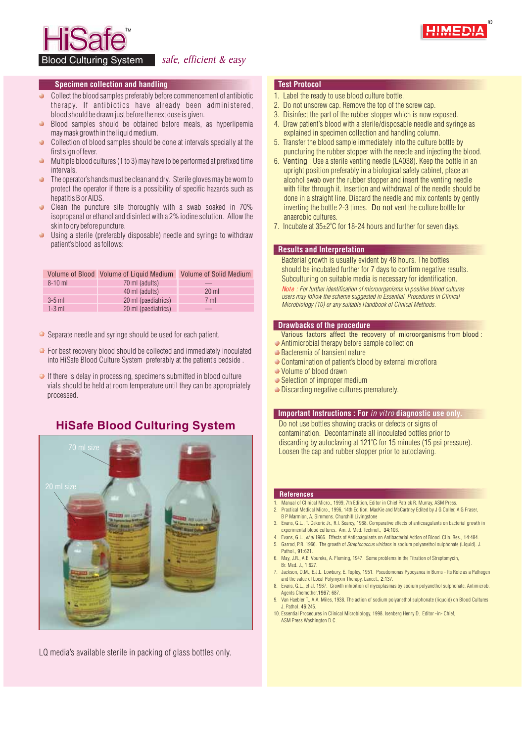# HiSafe™ Blood Culturing System

*safe, efficient & easy*

HIMEDIA®

## Specimen collection and handling

- Collect the blood samples preferably before commencement of antibiotic therapy. If antibiotics have already been administered, blood should be drawn just before the next dose is given.
- Blood samples should be obtained before meals, as hyperlipemia may mask growth in the liquid medium.
- Collection of blood samples should be done at intervals specially at the first sign of fever.
- Multiple blood cultures (1 to 3) may have to be performed at prefixed time intervals.
- The operator's hands must be clean and dry. Sterile gloves may be worn to protect the operator if there is a possibility of specific hazards such as hepatitis B or AIDS.
- Clean the puncture site thoroughly with a swab soaked in 70% isopropanal or ethanol and disinfect with a 2% iodine solution. Allow the skin to dry before puncture.
- Using a sterile (preferably disposable) needle and syringe to withdraw patient's blood as follows:

| Volume of Blood | Volume of Liquid Medium | Volume of Solid Medium |
|---|---|---|
| 8-10 ml | 70 ml (adults) | — |
| | 40 ml (adults) | 20 ml |
| 3-5 ml | 20 ml (paediatrics) | 7 ml |
| 1-3 ml | 20 ml (paediatrics) | — |

- Separate needle and syringe should be used for each patient.
- For best recovery blood should be collected and immediately inoculated into HiSafe Blood Culture System preferably at the patient's bedside .
- If there is delay in processing, specimens submitted in blood culture vials should be held at room temperature until they can be appropriately processed.

## HiSafe Blood Culturing System

70 ml size

20 ml size

LQ media's available sterile in packing of glass bottles only.

## Test Protocol

1. Label the ready to use blood culture bottle.
2. Do not unscrew cap. Remove the top of the screw cap.
3. Disinfect the part of the rubber stopper which is now exposed.
4. Draw patient's blood with a sterile/disposable needle and syringe as explained in specimen collection and handling column.
5. Transfer the blood sample immediately into the culture bottle by puncturing the rubber stopper with the needle and injecting the blood.
6. Venting : Use a sterile venting needle (LA038). Keep the bottle in an upright position preferably in a biological safety cabinet, place an alcohol swab over the rubber stopper and insert the venting needle with filter through it. Insertion and withdrawal of the needle should be done in a straight line. Discard the needle and mix contents by gently inverting the bottle 2-3 times. Do not vent the culture bottle for anaerobic cultures.
7. Incubate at 35±2°C for 18-24 hours and further for seven days.

## Results and Interpretation

Bacterial growth is usually evident by 48 hours. The bottles should be incubated further for 7 days to confirm negative results. Subculturing on suitable media is necessary for identification.

*Note : For further identification of microorganisms in positive blood cultures users may follow the scheme suggested in Essential Procedures in Clinical Microbiology (10) or any suitable Handbook of Clinical Methods.*

## Drawbacks of the procedure

Various factors affect the recovery of microorganisms from blood :

- Antimicrobial therapy before sample collection
- Bacteremia of transient nature
- Contamination of patient's blood by external microflora
- Volume of blood drawn
- Selection of improper medium
- Discarding negative cultures prematurely.

## Important Instructions : For *in vitro* diagnostic use only.

Do not use bottles showing cracks or defects or signs of contamination. Decontaminate all inoculated bottles prior to discarding by autoclaving at 121°C for 15 minutes (15 psi pressure). Loosen the cap and rubber stopper prior to autoclaving.

## References

1. Manual of Clinical Micro., 1999, 7th Edition, Editor in Chief Patrick R. Murray, ASM Press.
2. Practical Medical Micro., 1996, 14th Edition, MacKie and McCartney Edited by J G Coller, A G Fraser, B P Marmion, A. Simmons. Churchill Livingstone
3. Evans, G.L., T. Cekoric Jr., R.I. Searcy, 1968. Comparative effects of anticoagulants on bacterial growth in experimental blood cultures. Am. J. Med. Technol., **34**:103.
4. Evans, G.L., *et al* 1966. Effects of Anticoagulants on Antibacterial Action of Blood. Clin. Res., **14**:484.
5. Garrod, P.R. 1966. The growth of *Streptococcus viridans* in sodium polyanethol sulphonate (Liquid). J. Pathol., **91**:621.
6. May, J.R., A.E. Voureka, A. Fleming, 1947. Some problems in the Titration of Streptomycin, Br. Med. J., **1**:627.
7. Jackson, D.M., E.J.L. Lowbury, E. Topley, 1951. Pseudomonas Pyocyanea in Burns - Its Role as a Pathogen and the value of Local Polymyxin Therapy, Lancet., **2**:137.
8. Evans, G.L., et al. 1967. Growth inhibition of mycoplasmas by sodium polyanethol sulphonate. Antimicrob. Agents Chemother.**1967**: 687.
9. Van Haebler T., A.A. Miles, 1938. The action of sodium polyanethol sulphonate (liquoid) on Blood Cultures J. Pathol. **46**:245.
10. Essential Procedures in Clinical Microbiology, 1998. Isenberg Henry D. Editor -in- Chief, ASM Press Washington D.C.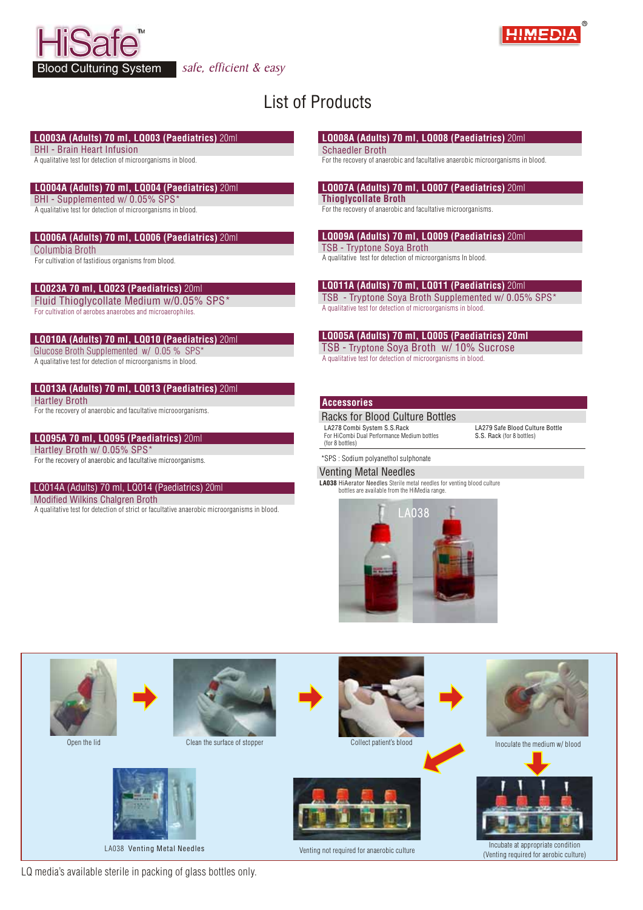# HiSafe™ Blood Culturing System

*safe, efficient & easy*

HIMEDIA®

## List of Products

### LQ003A (Adults) 70 ml, LQ003 (Paediatrics) 20ml
BHI - Brain Heart Infusion
A qualitative test for detection of microorganisms in blood.

### LQ004A (Adults) 70 ml, LQ004 (Paediatrics) 20ml
BHI - Supplemented w/ 0.05% SPS*
A qualitative test for detection of microorganisms in blood.

### LQ006A (Adults) 70 ml, LQ006 (Paediatrics) 20ml
Columbia Broth
For cultivation of fastidious organisms from blood.

### LQ023A 70 ml, LQ023 (Paediatrics) 20ml
Fluid Thioglycollate Medium w/0.05% SPS*
For cultivation of aerobes anaerobes and microaerophiles.

### LQ010A (Adults) 70 ml, LQ010 (Paediatrics) 20ml
Glucose Broth Supplemented w/ 0.05 % SPS*
A qualitative test for detection of microorganisms in blood.

### LQ013A (Adults) 70 ml, LQ013 (Paediatrics) 20ml
Hartley Broth
For the recovery of anaerobic and facultative microoorganisms.

### LQ095A 70 ml, LQ095 (Paediatrics) 20ml
Hartley Broth w/ 0.05% SPS*
For the recovery of anaerobic and facultative microorganisms.

### LQ014A (Adults) 70 ml, LQ014 (Paediatrics) 20ml
Modified Wilkins Chalgren Broth
A qualitative test for detection of strict or facultative anaerobic microorganisms in blood.

### LQ008A (Adults) 70 ml, LQ008 (Paediatrics) 20ml
Schaedler Broth
For the recovery of anaerobic and facultative anaerobic microorganisms in blood.

### LQ007A (Adults) 70 ml, LQ007 (Paediatrics) 20ml
Thioglycollate Broth
For the recovery of anaerobic and facultative microorganisms.

### LQ009A (Adults) 70 ml, LQ009 (Paediatrics) 20ml
TSB - Tryptone Soya Broth
A qualitative test for detection of microorganisms In blood.

### LQ011A (Adults) 70 ml, LQ011 (Paediatrics) 20ml
TSB - Tryptone Soya Broth Supplemented w/ 0.05% SPS*
A qualitative test for detection of microorganisms in blood.

### LQ005A (Adults) 70 ml, LQ005 (Paediatrics) 20ml
TSB - Tryptone Soya Broth w/ 10% Sucrose
A qualitative test for detection of microorganisms in blood.

### Accessories

**Racks for Blood Culture Bottles**

LA278 Combi System S.S.Rack
For HiCombi Dual Performance Medium bottles (for 8 bottles)

LA279 Safe Blood Culture Bottle S.S. Rack (for 8 bottles)

*SPS : Sodium polyanethol sulphonate

**Venting Metal Needles**

**LA038** HiAerator Needles Sterile metal needles for venting blood culture bottles are available from the HiMedia range.

LA038

Open the lid → Clean the surface of stopper → Collect patient's blood → Inoculate the medium w/ blood → Incubate at appropriate condition (Venting required for aerobic culture) → Venting not required for anaerobic culture → LA038 Venting Metal Needles

LQ media's available sterile in packing of glass bottles only.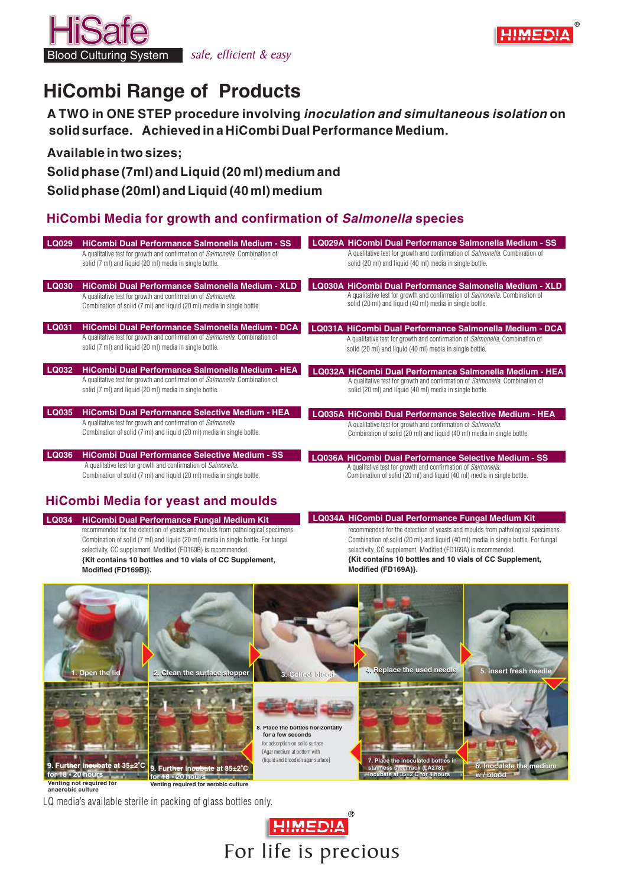# HiSafe

Blood Culturing System — *safe, efficient & easy*

## HiCombi Range of Products

**A TWO in ONE STEP procedure involving *inoculation and simultaneous isolation* on solid surface. Achieved in a HiCombi Dual Performance Medium.**

**Available in two sizes;**

**Solid phase (7ml) and Liquid (20 ml) medium and**

**Solid phase (20ml) and Liquid (40 ml) medium**

### HiCombi Media for growth and confirmation of *Salmonella* species

**LQ029 HiCombi Dual Performance Salmonella Medium - SS**
A qualitative test for growth and confirmation of *Salmonella*. Combination of solid (7 ml) and liquid (20 ml) media in single bottle.

**LQ029A HiCombi Dual Performance Salmonella Medium - SS**
A qualitative test for growth and confirmation of *Salmonella*. Combination of solid (20 ml) and liquid (40 ml) media in single bottle.

**LQ030 HiCombi Dual Performance Salmonella Medium - XLD**
A qualitative test for growth and confirmation of *Salmonella*. Combination of solid (7 ml) and liquid (20 ml) media in single bottle.

**LQ030A HiCombi Dual Performance Salmonella Medium - XLD**
A qualitative test for growth and confirmation of *Salmonella*. Combination of solid (20 ml) and liquid (40 ml) media in single bottle.

**LQ031 HiCombi Dual Performance Salmonella Medium - DCA**
A qualitative test for growth and confirmation of *Salmonella*. Combination of solid (7 ml) and liquid (20 ml) media in single bottle.

**LQ031A HiCombi Dual Performance Salmonella Medium - DCA**
A qualitative test for growth and confirmation of *Salmonella*. Combination of solid (20 ml) and liquid (40 ml) media in single bottle.

**LQ032 HiCombi Dual Performance Salmonella Medium - HEA**
A qualitative test for growth and confirmation of *Salmonella*. Combination of solid (7 ml) and liquid (20 ml) media in single bottle.

**LQ032A HiCombi Dual Performance Salmonella Medium - HEA**
A qualitative test for growth and confirmation of *Salmonella*. Combination of solid (20 ml) and liquid (40 ml) media in single bottle.

**LQ035 HiCombi Dual Performance Selective Medium - HEA**
A qualitative test for growth and confirmation of *Salmonella*. Combination of solid (7 ml) and liquid (20 ml) media in single bottle.

**LQ035A HiCombi Dual Performance Selective Medium - HEA**
A qualitative test for growth and confirmation of *Salmonella*. Combination of solid (20 ml) and liquid (40 ml) media in single bottle.

**LQ036 HiCombi Dual Performance Selective Medium - SS**
A qualitative test for growth and confirmation of *Salmonella*. Combination of solid (7 ml) and liquid (20 ml) media in single bottle.

**LQ036A HiCombi Dual Performance Selective Medium - SS**
A qualitative test for growth and confirmation of *Salmonella*. Combination of solid (20 ml) and liquid (40 ml) media in single bottle.

### HiCombi Media for yeast and moulds

**LQ034 HiCombi Dual Performance Fungal Medium Kit**
recommended for the detection of yeasts and moulds from pathological specimens. Combination of solid (7 ml) and liquid (20 ml) media in single bottle. For fungal selectivity, CC supplement, Modified (FD169B) is recommended.
**{Kit contains 10 bottles and 10 vials of CC Supplement, Modified (FD169B)}.**

**LQ034A HiCombi Dual Performance Fungal Medium Kit**
recommended for the detection of yeasts and moulds from pathological specimens. Combination of solid (20 ml) and liquid (40 ml) media in single bottle. For fungal selectivity, CC supplement, Modified (FD169A) is recommended.
**{Kit contains 10 bottles and 10 vials of CC Supplement, Modified (FD169A)}.**

1. Open the lid
2. Clean the surface stopper
3. Collect blood
4. Replace the used needle
5. Insert fresh needle
6. Inoculate the medium w / blood
7. Place the inoculated bottles in stainless steel rack (LA278). Incubate at 35±2°C for 4 hours
8. Place the bottles horizontally for a few seconds for adsorption on solid surface [Agar medium at bottom with (liquid and blood)on agar surface]
9. Further incubate at 35±2°C for 18 - 20 hours — Venting required for aerobic culture
9. Further incubate at 35±2°C for 18 - 20 hours — Venting not required for anaerobic culture

LQ media's available sterile in packing of glass bottles only.

HIMEDIA®

For life is precious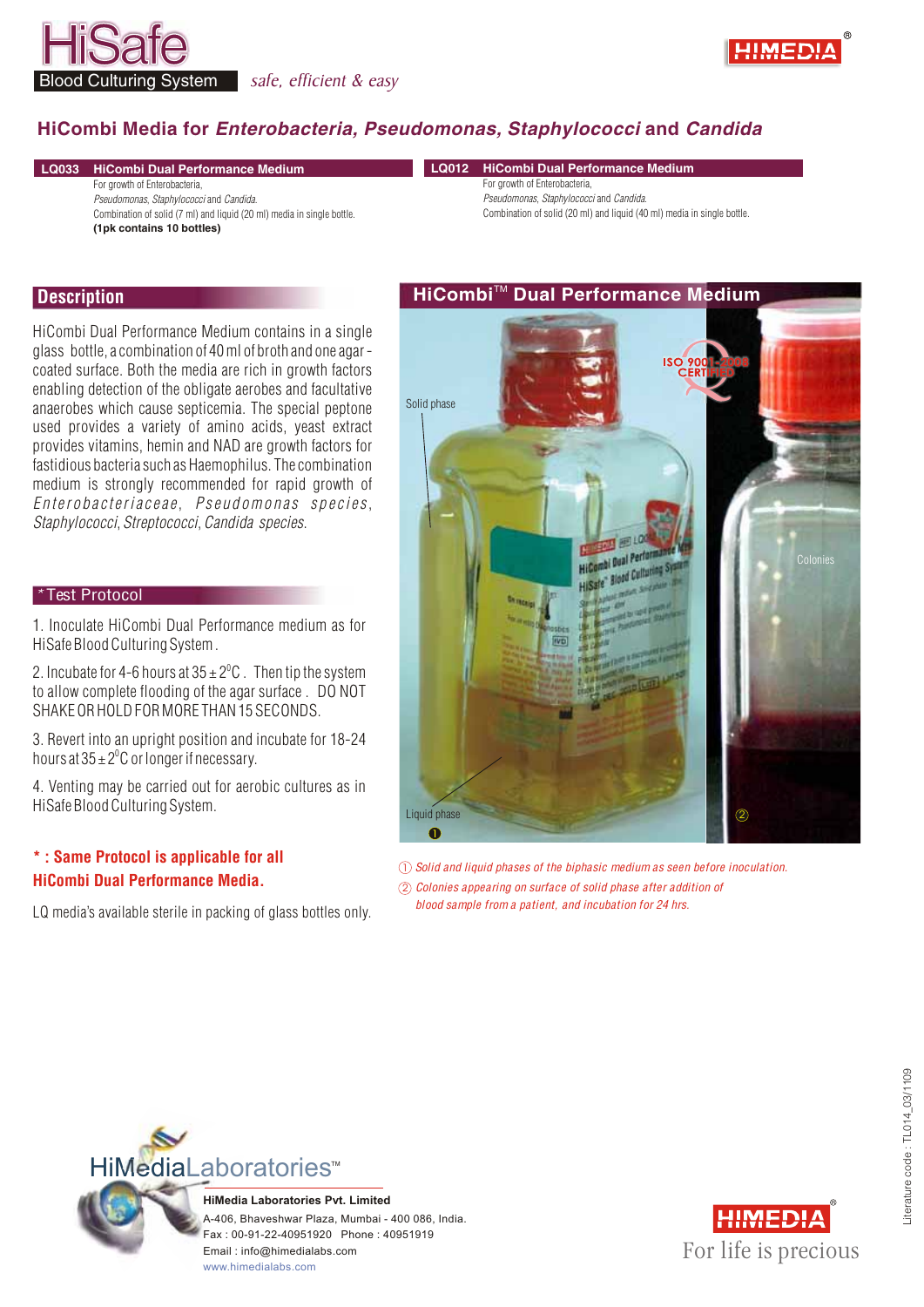# HiSafe

Blood Culturing System *safe, efficient & easy*

## HiCombi Media for *Enterobacteria, Pseudomonas, Staphylococci* and *Candida*

**LQ033 HiCombi Dual Performance Medium**

For growth of Enterobacteria, *Pseudomonas, Staphylococci* and *Candida.*
Combination of solid (7 ml) and liquid (20 ml) media in single bottle.
**(1pk contains 10 bottles)**

**LQ012 HiCombi Dual Performance Medium**

For growth of Enterobacteria, *Pseudomonas, Staphylococci* and *Candida.*
Combination of solid (20 ml) and liquid (40 ml) media in single bottle.

## Description

HiCombi Dual Performance Medium contains in a single glass bottle, a combination of 40 ml of broth and one agar - coated surface. Both the media are rich in growth factors enabling detection of the obligate aerobes and facultative anaerobes which cause septicemia. The special peptone used provides a variety of amino acids, yeast extract provides vitamins, hemin and NAD are growth factors for fastidious bacteria such as Haemophilus. The combination medium is strongly recommended for rapid growth of *Enterobacteriaceae, Pseudomonas species, Staphylococci, Streptococci, Candida species.*

## *Test Protocol

1. Inoculate HiCombi Dual Performance medium as for HiSafe Blood Culturing System.

2. Incubate for 4-6 hours at $35 \pm 2^0$C. Then tip the system to allow complete flooding of the agar surface. DO NOT SHAKE OR HOLD FOR MORE THAN 15 SECONDS.

3. Revert into an upright position and incubate for 18-24 hours at $35 \pm 2^0$C or longer if necessary.

4. Venting may be carried out for aerobic cultures as in HiSafe Blood Culturing System.

**\* : Same Protocol is applicable for all HiCombi Dual Performance Media.**

LQ media's available sterile in packing of glass bottles only.

## HiCombi™ Dual Performance Medium

Solid phase

Liquid phase

Colonies

① *Solid and liquid phases of the biphasic medium as seen before inoculation.*

② *Colonies appearing on surface of solid phase after addition of blood sample from a patient, and incubation for 24 hrs.*

HiMediaLaboratories™

**HiMedia Laboratories Pvt. Limited**
A-406, Bhaveshwar Plaza, Mumbai - 400 086, India.
Fax : 00-91-22-40951920 Phone : 40951919
Email : info@himedialabs.com
www.himedialabs.com

HIMEDIA For life is precious

Literature code : TL014_03/1109